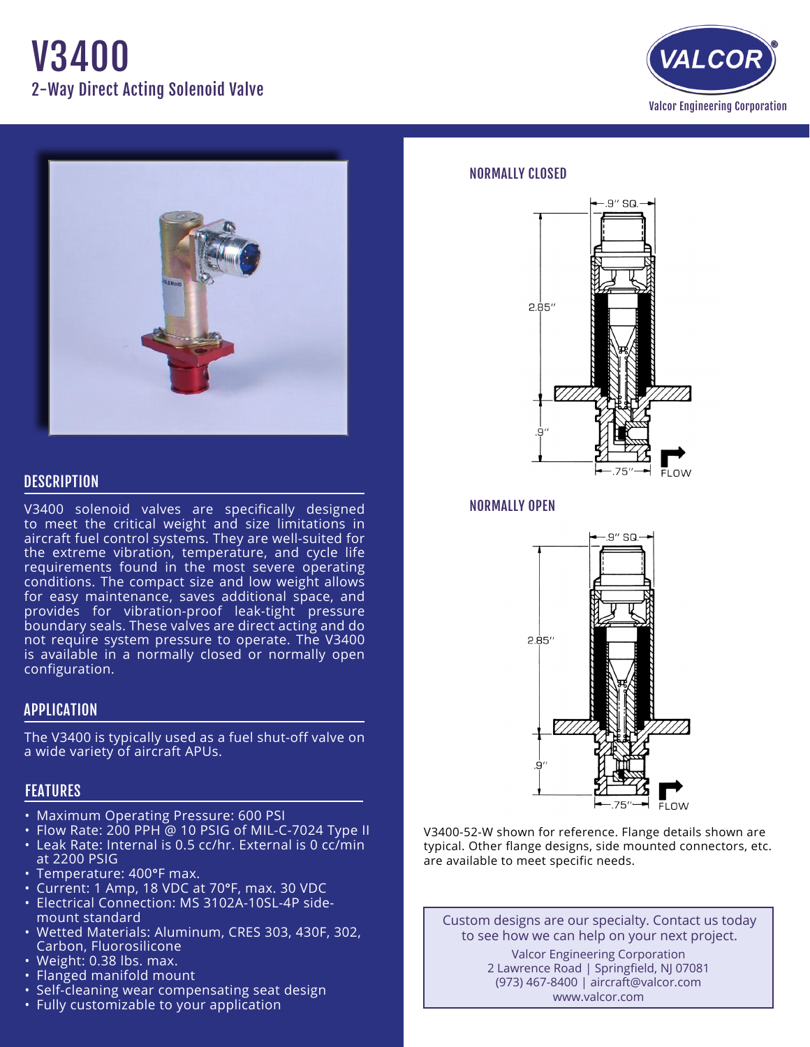# V3400

## 2-Way Direct Acting Solenoid Valve

VALCOR®

Valcor Engineering Corporation

## DESCRIPTION

V3400 solenoid valves are specifically designed to meet the critical weight and size limitations in aircraft fuel control systems. They are well-suited for the extreme vibration, temperature, and cycle life requirements found in the most severe operating conditions. The compact size and low weight allows for easy maintenance, saves additional space, and provides for vibration-proof leak-tight pressure boundary seals. These valves are direct acting and do not require system pressure to operate. The V3400 is available in a normally closed or normally open configuration.

## APPLICATION

The V3400 is typically used as a fuel shut-off valve on a wide variety of aircraft APUs.

## FEATURES

- Maximum Operating Pressure: 600 PSI
- Flow Rate: 200 PPH @ 10 PSIG of MIL-C-7024 Type II
- Leak Rate: Internal is 0.5 cc/hr. External is 0 cc/min at 2200 PSIG
- Temperature: 400°F max.
- Current: 1 Amp, 18 VDC at 70°F, max. 30 VDC
- Electrical Connection: MS 3102A-10SL-4P side-mount standard
- Wetted Materials: Aluminum, CRES 303, 430F, 302, Carbon, Fluorosilicone
- Weight: 0.38 lbs. max.
- Flanged manifold mount
- Self-cleaning wear compensating seat design
- Fully customizable to your application

## NORMALLY CLOSED

.9" SQ.

2.85"

.9"

.75"

FLOW

## NORMALLY OPEN

.9" SQ.

2.85"

.9"

.75"

FLOW

V3400-52-W shown for reference. Flange details shown are typical. Other flange designs, side mounted connectors, etc. are available to meet specific needs.

Custom designs are our specialty. Contact us today to see how we can help on your next project.

Valcor Engineering Corporation
2 Lawrence Road | Springfield, NJ 07081
(973) 467-8400 | aircraft@valcor.com
www.valcor.com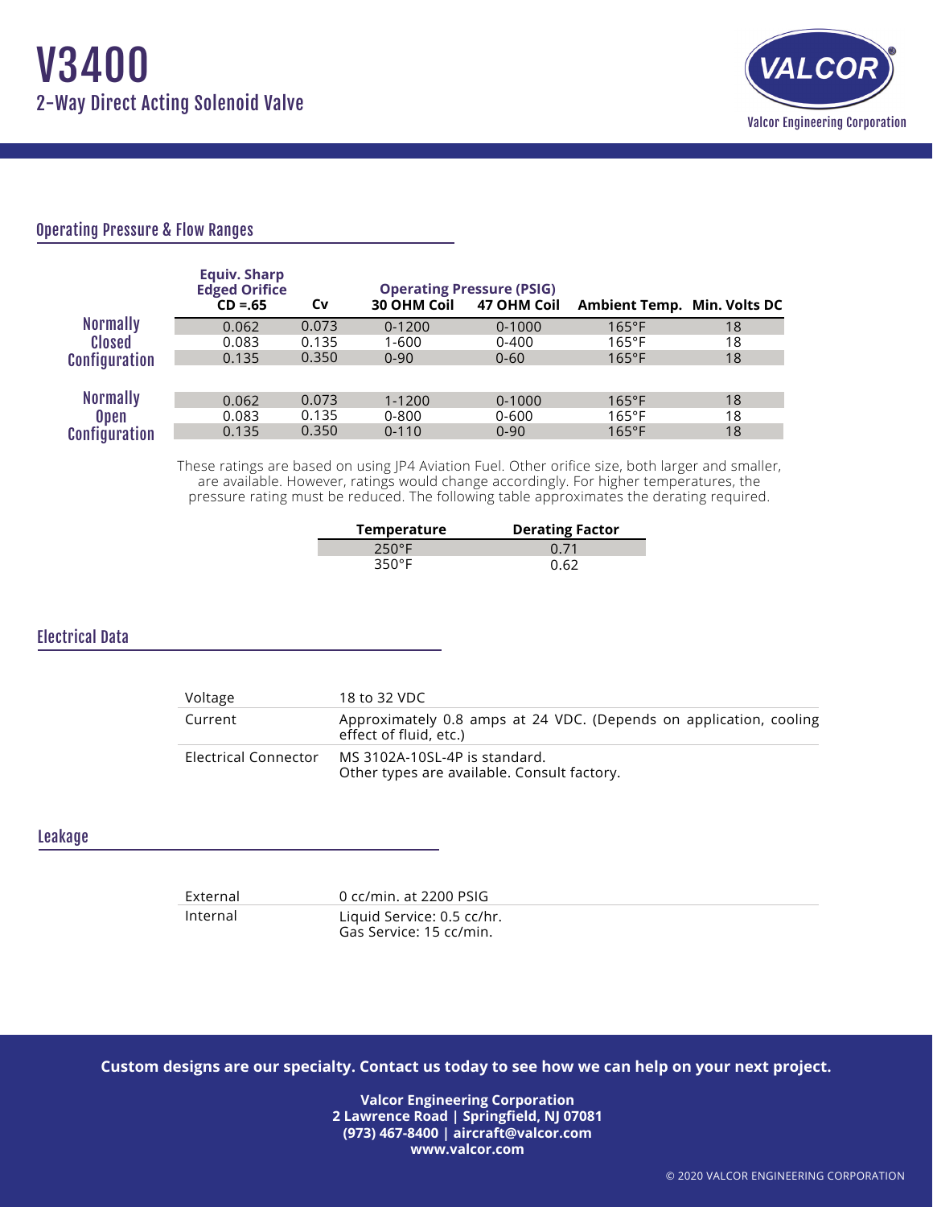# V3400

## 2-Way Direct Acting Solenoid Valve

Valcor Engineering Corporation

### Operating Pressure & Flow Ranges

| | Equiv. Sharp Edged Orifice CD =.65 | Cv | Operating Pressure (PSIG) 30 OHM Coil | 47 OHM Coil | Ambient Temp. | Min. Volts DC |
|---|---|---|---|---|---|---|
| Normally Closed Configuration | 0.062 | 0.073 | 0-1200 | 0-1000 | 165°F | 18 |
| | 0.083 | 0.135 | 1-600 | 0-400 | 165°F | 18 |
| | 0.135 | 0.350 | 0-90 | 0-60 | 165°F | 18 |
| Normally Open Configuration | 0.062 | 0.073 | 1-1200 | 0-1000 | 165°F | 18 |
| | 0.083 | 0.135 | 0-800 | 0-600 | 165°F | 18 |
| | 0.135 | 0.350 | 0-110 | 0-90 | 165°F | 18 |

These ratings are based on using JP4 Aviation Fuel. Other orifice size, both larger and smaller, are available. However, ratings would change accordingly. For higher temperatures, the pressure rating must be reduced. The following table approximates the derating required.

| Temperature | Derating Factor |
|---|---|
| 250°F | 0.71 |
| 350°F | 0.62 |

### Electrical Data

| | |
|---|---|
| Voltage | 18 to 32 VDC |
| Current | Approximately 0.8 amps at 24 VDC. (Depends on application, cooling effect of fluid, etc.) |
| Electrical Connector | MS 3102A-10SL-4P is standard. Other types are available. Consult factory. |

### Leakage

| | |
|---|---|
| External | 0 cc/min. at 2200 PSIG |
| Internal | Liquid Service: 0.5 cc/hr. Gas Service: 15 cc/min. |

**Custom designs are our specialty. Contact us today to see how we can help on your next project.**

**Valcor Engineering Corporation**
**2 Lawrence Road | Springfield, NJ 07081**
**(973) 467-8400 | aircraft@valcor.com**
**www.valcor.com**

© 2020 VALCOR ENGINEERING CORPORATION